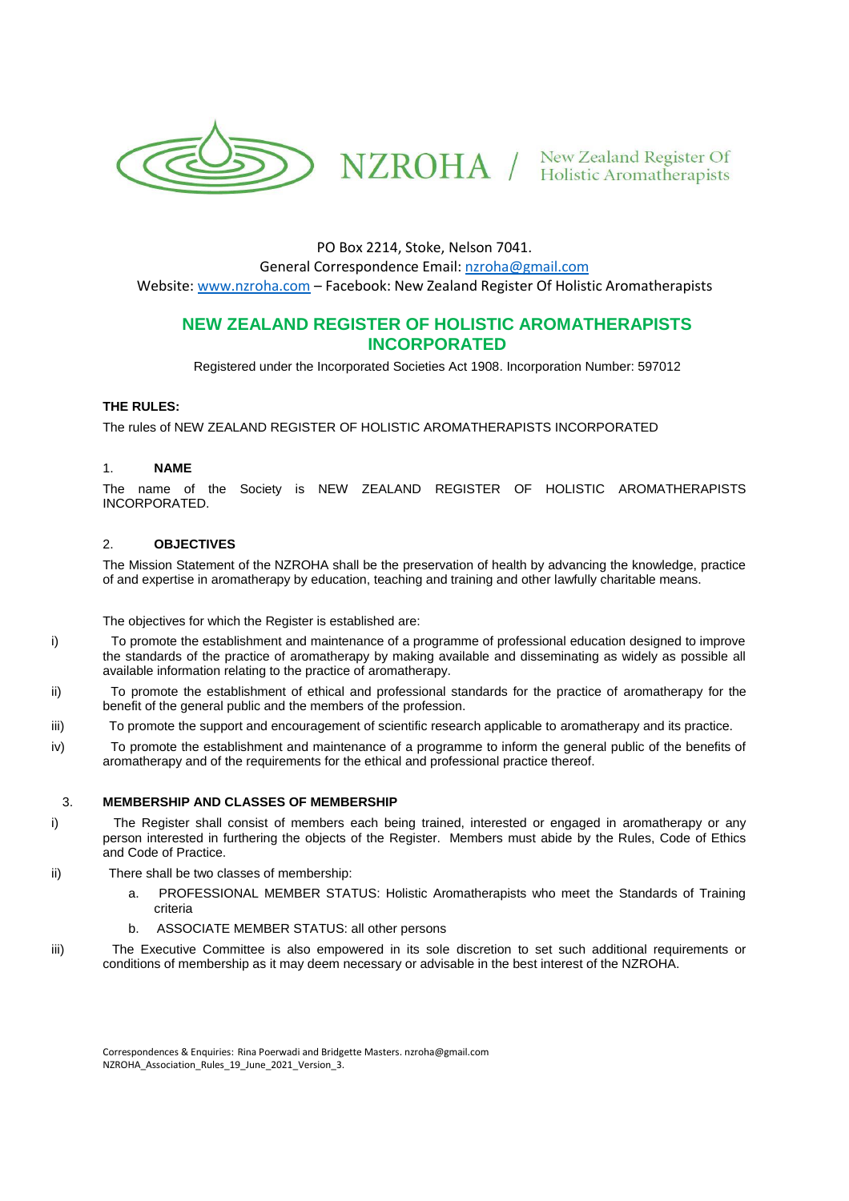NZROHA / New Zealand Register Of Holistic Aromatherapists

PO Box 2214, Stoke, Nelson 7041.
General Correspondence Email: nzroha@gmail.com
Website: www.nzroha.com – Facebook: New Zealand Register Of Holistic Aromatherapists

# NEW ZEALAND REGISTER OF HOLISTIC AROMATHERAPISTS INCORPORATED

Registered under the Incorporated Societies Act 1908. Incorporation Number: 597012

**THE RULES:**

The rules of NEW ZEALAND REGISTER OF HOLISTIC AROMATHERAPISTS INCORPORATED

## 1. NAME

The name of the Society is NEW ZEALAND REGISTER OF HOLISTIC AROMATHERAPISTS INCORPORATED.

## 2. OBJECTIVES

The Mission Statement of the NZROHA shall be the preservation of health by advancing the knowledge, practice of and expertise in aromatherapy by education, teaching and training and other lawfully charitable means.

The objectives for which the Register is established are:

i) To promote the establishment and maintenance of a programme of professional education designed to improve the standards of the practice of aromatherapy by making available and disseminating as widely as possible all available information relating to the practice of aromatherapy.

ii) To promote the establishment of ethical and professional standards for the practice of aromatherapy for the benefit of the general public and the members of the profession.

iii) To promote the support and encouragement of scientific research applicable to aromatherapy and its practice.

iv) To promote the establishment and maintenance of a programme to inform the general public of the benefits of aromatherapy and of the requirements for the ethical and professional practice thereof.

## 3. MEMBERSHIP AND CLASSES OF MEMBERSHIP

i) The Register shall consist of members each being trained, interested or engaged in aromatherapy or any person interested in furthering the objects of the Register. Members must abide by the Rules, Code of Ethics and Code of Practice.

ii) There shall be two classes of membership:

   a. PROFESSIONAL MEMBER STATUS: Holistic Aromatherapists who meet the Standards of Training criteria

   b. ASSOCIATE MEMBER STATUS: all other persons

iii) The Executive Committee is also empowered in its sole discretion to set such additional requirements or conditions of membership as it may deem necessary or advisable in the best interest of the NZROHA.

Correspondences & Enquiries: Rina Poerwadi and Bridgette Masters. nzroha@gmail.com
NZROHA_Association_Rules_19_June_2021_Version_3.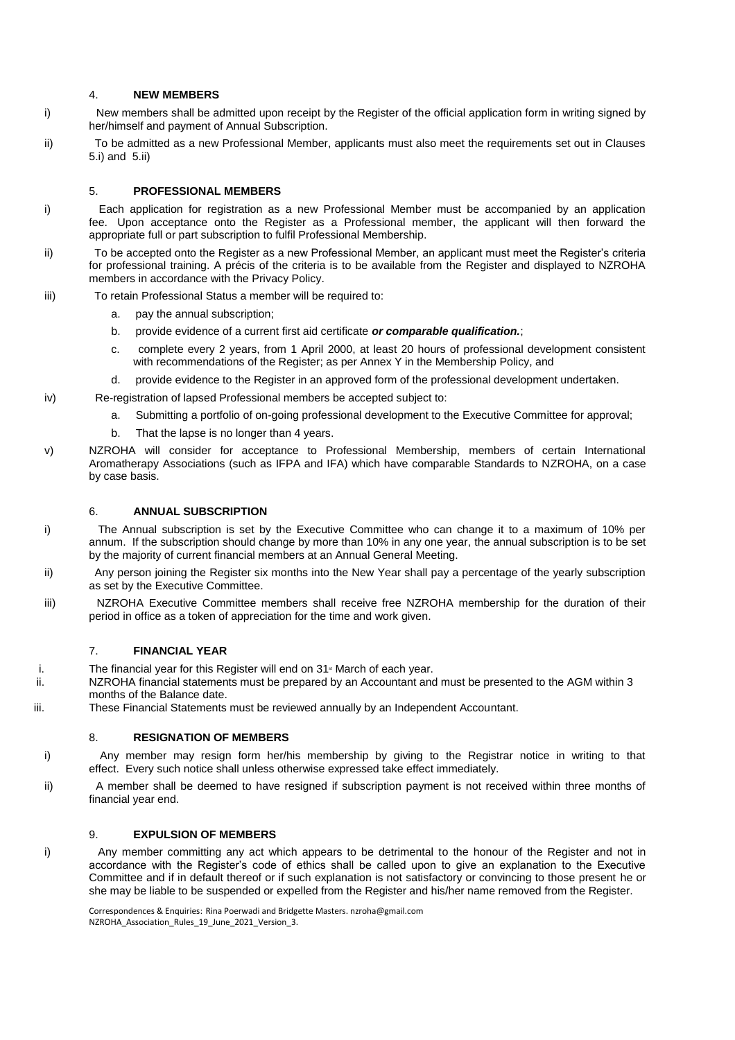## 4. NEW MEMBERS

i) New members shall be admitted upon receipt by the Register of the official application form in writing signed by her/himself and payment of Annual Subscription.

ii) To be admitted as a new Professional Member, applicants must also meet the requirements set out in Clauses 5.i) and 5.ii)

## 5. PROFESSIONAL MEMBERS

i) Each application for registration as a new Professional Member must be accompanied by an application fee. Upon acceptance onto the Register as a Professional member, the applicant will then forward the appropriate full or part subscription to fulfil Professional Membership.

ii) To be accepted onto the Register as a new Professional Member, an applicant must meet the Register's criteria for professional training. A précis of the criteria is to be available from the Register and displayed to NZROHA members in accordance with the Privacy Policy.

iii) To retain Professional Status a member will be required to:

a. pay the annual subscription;

b. provide evidence of a current first aid certificate ***or comparable qualification.***;

c. complete every 2 years, from 1 April 2000, at least 20 hours of professional development consistent with recommendations of the Register; as per Annex Y in the Membership Policy, and

d. provide evidence to the Register in an approved form of the professional development undertaken.

iv) Re-registration of lapsed Professional members be accepted subject to:

a. Submitting a portfolio of on-going professional development to the Executive Committee for approval;

b. That the lapse is no longer than 4 years.

v) NZROHA will consider for acceptance to Professional Membership, members of certain International Aromatherapy Associations (such as IFPA and IFA) which have comparable Standards to NZROHA, on a case by case basis.

## 6. ANNUAL SUBSCRIPTION

i) The Annual subscription is set by the Executive Committee who can change it to a maximum of 10% per annum. If the subscription should change by more than 10% in any one year, the annual subscription is to be set by the majority of current financial members at an Annual General Meeting.

ii) Any person joining the Register six months into the New Year shall pay a percentage of the yearly subscription as set by the Executive Committee.

iii) NZROHA Executive Committee members shall receive free NZROHA membership for the duration of their period in office as a token of appreciation for the time and work given.

## 7. FINANCIAL YEAR

i. The financial year for this Register will end on 31st March of each year.

ii. NZROHA financial statements must be prepared by an Accountant and must be presented to the AGM within 3 months of the Balance date.

iii. These Financial Statements must be reviewed annually by an Independent Accountant.

## 8. RESIGNATION OF MEMBERS

i) Any member may resign form her/his membership by giving to the Registrar notice in writing to that effect. Every such notice shall unless otherwise expressed take effect immediately.

ii) A member shall be deemed to have resigned if subscription payment is not received within three months of financial year end.

## 9. EXPULSION OF MEMBERS

i) Any member committing any act which appears to be detrimental to the honour of the Register and not in accordance with the Register's code of ethics shall be called upon to give an explanation to the Executive Committee and if in default thereof or if such explanation is not satisfactory or convincing to those present he or she may be liable to be suspended or expelled from the Register and his/her name removed from the Register.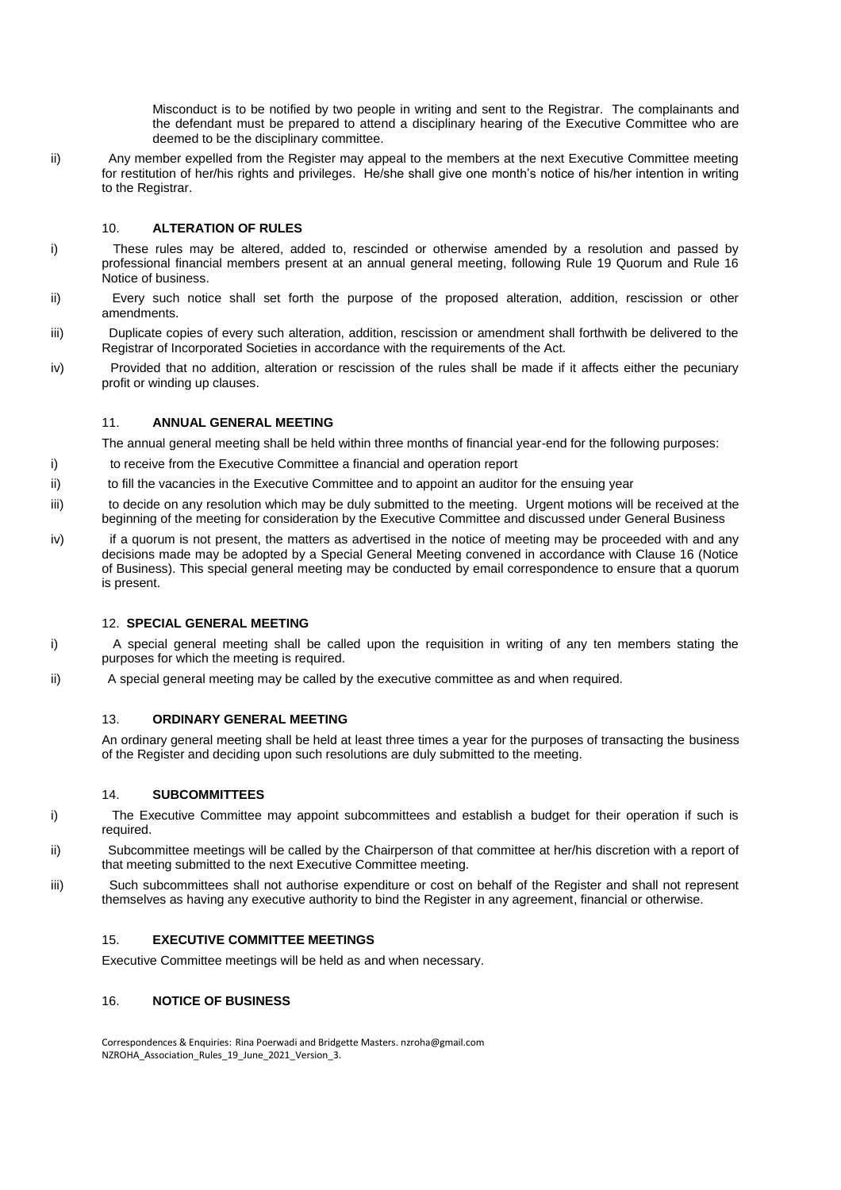Misconduct is to be notified by two people in writing and sent to the Registrar. The complainants and the defendant must be prepared to attend a disciplinary hearing of the Executive Committee who are deemed to be the disciplinary committee.

ii) Any member expelled from the Register may appeal to the members at the next Executive Committee meeting for restitution of her/his rights and privileges. He/she shall give one month's notice of his/her intention in writing to the Registrar.

## 10. ALTERATION OF RULES

i) These rules may be altered, added to, rescinded or otherwise amended by a resolution and passed by professional financial members present at an annual general meeting, following Rule 19 Quorum and Rule 16 Notice of business.

ii) Every such notice shall set forth the purpose of the proposed alteration, addition, rescission or other amendments.

iii) Duplicate copies of every such alteration, addition, rescission or amendment shall forthwith be delivered to the Registrar of Incorporated Societies in accordance with the requirements of the Act.

iv) Provided that no addition, alteration or rescission of the rules shall be made if it affects either the pecuniary profit or winding up clauses.

## 11. ANNUAL GENERAL MEETING

The annual general meeting shall be held within three months of financial year-end for the following purposes:

i) to receive from the Executive Committee a financial and operation report

ii) to fill the vacancies in the Executive Committee and to appoint an auditor for the ensuing year

iii) to decide on any resolution which may be duly submitted to the meeting. Urgent motions will be received at the beginning of the meeting for consideration by the Executive Committee and discussed under General Business

iv) if a quorum is not present, the matters as advertised in the notice of meeting may be proceeded with and any decisions made may be adopted by a Special General Meeting convened in accordance with Clause 16 (Notice of Business). This special general meeting may be conducted by email correspondence to ensure that a quorum is present.

## 12. SPECIAL GENERAL MEETING

i) A special general meeting shall be called upon the requisition in writing of any ten members stating the purposes for which the meeting is required.

ii) A special general meeting may be called by the executive committee as and when required.

## 13. ORDINARY GENERAL MEETING

An ordinary general meeting shall be held at least three times a year for the purposes of transacting the business of the Register and deciding upon such resolutions are duly submitted to the meeting.

## 14. SUBCOMMITTEES

i) The Executive Committee may appoint subcommittees and establish a budget for their operation if such is required.

ii) Subcommittee meetings will be called by the Chairperson of that committee at her/his discretion with a report of that meeting submitted to the next Executive Committee meeting.

iii) Such subcommittees shall not authorise expenditure or cost on behalf of the Register and shall not represent themselves as having any executive authority to bind the Register in any agreement, financial or otherwise.

## 15. EXECUTIVE COMMITTEE MEETINGS

Executive Committee meetings will be held as and when necessary.

## 16. NOTICE OF BUSINESS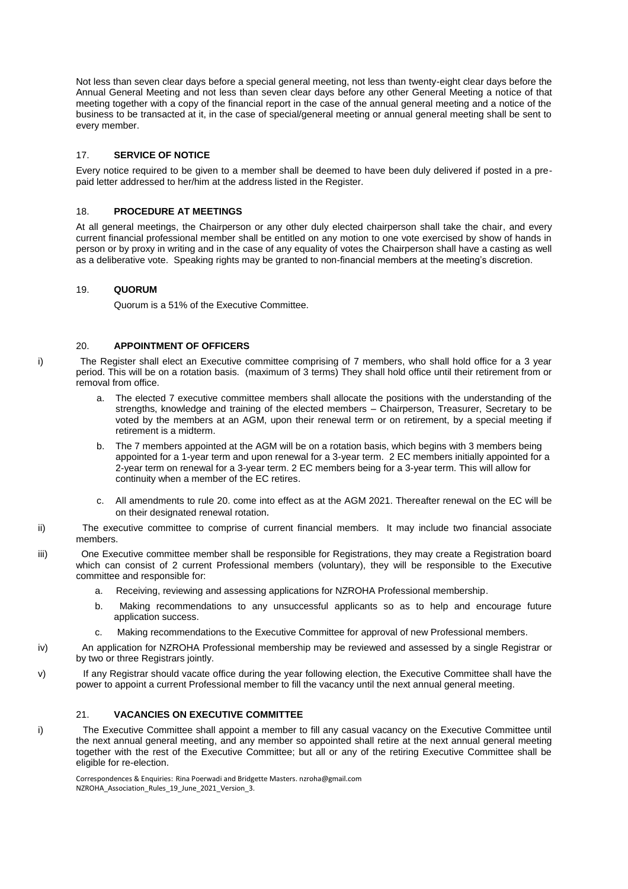Not less than seven clear days before a special general meeting, not less than twenty-eight clear days before the Annual General Meeting and not less than seven clear days before any other General Meeting a notice of that meeting together with a copy of the financial report in the case of the annual general meeting and a notice of the business to be transacted at it, in the case of special/general meeting or annual general meeting shall be sent to every member.

## 17. SERVICE OF NOTICE

Every notice required to be given to a member shall be deemed to have been duly delivered if posted in a pre-paid letter addressed to her/him at the address listed in the Register.

## 18. PROCEDURE AT MEETINGS

At all general meetings, the Chairperson or any other duly elected chairperson shall take the chair, and every current financial professional member shall be entitled on any motion to one vote exercised by show of hands in person or by proxy in writing and in the case of any equality of votes the Chairperson shall have a casting as well as a deliberative vote. Speaking rights may be granted to non-financial members at the meeting's discretion.

## 19. QUORUM

Quorum is a 51% of the Executive Committee.

## 20. APPOINTMENT OF OFFICERS

i) The Register shall elect an Executive committee comprising of 7 members, who shall hold office for a 3 year period. This will be on a rotation basis. (maximum of 3 terms) They shall hold office until their retirement from or removal from office.

   a. The elected 7 executive committee members shall allocate the positions with the understanding of the strengths, knowledge and training of the elected members – Chairperson, Treasurer, Secretary to be voted by the members at an AGM, upon their renewal term or on retirement, by a special meeting if retirement is a midterm.

   b. The 7 members appointed at the AGM will be on a rotation basis, which begins with 3 members being appointed for a 1-year term and upon renewal for a 3-year term. 2 EC members initially appointed for a 2-year term on renewal for a 3-year term. 2 EC members being for a 3-year term. This will allow for continuity when a member of the EC retires.

   c. All amendments to rule 20. come into effect as at the AGM 2021. Thereafter renewal on the EC will be on their designated renewal rotation.

ii) The executive committee to comprise of current financial members. It may include two financial associate members.

iii) One Executive committee member shall be responsible for Registrations, they may create a Registration board which can consist of 2 current Professional members (voluntary), they will be responsible to the Executive committee and responsible for:

   a. Receiving, reviewing and assessing applications for NZROHA Professional membership.

   b. Making recommendations to any unsuccessful applicants so as to help and encourage future application success.

   c. Making recommendations to the Executive Committee for approval of new Professional members.

iv) An application for NZROHA Professional membership may be reviewed and assessed by a single Registrar or by two or three Registrars jointly.

v) If any Registrar should vacate office during the year following election, the Executive Committee shall have the power to appoint a current Professional member to fill the vacancy until the next annual general meeting.

## 21. VACANCIES ON EXECUTIVE COMMITTEE

i) The Executive Committee shall appoint a member to fill any casual vacancy on the Executive Committee until the next annual general meeting, and any member so appointed shall retire at the next annual general meeting together with the rest of the Executive Committee; but all or any of the retiring Executive Committee shall be eligible for re-election.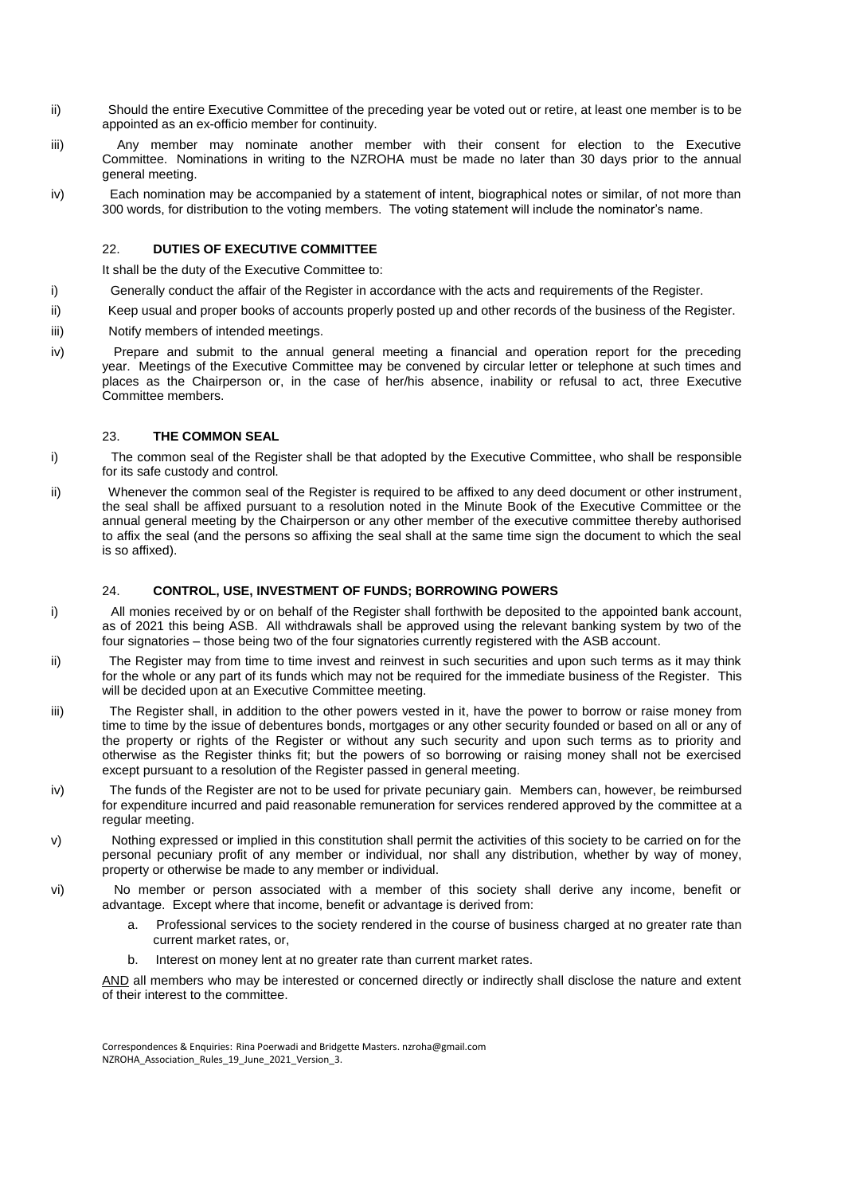ii) Should the entire Executive Committee of the preceding year be voted out or retire, at least one member is to be appointed as an ex-officio member for continuity.

iii) Any member may nominate another member with their consent for election to the Executive Committee. Nominations in writing to the NZROHA must be made no later than 30 days prior to the annual general meeting.

iv) Each nomination may be accompanied by a statement of intent, biographical notes or similar, of not more than 300 words, for distribution to the voting members. The voting statement will include the nominator's name.

## 22. DUTIES OF EXECUTIVE COMMITTEE

It shall be the duty of the Executive Committee to:

i) Generally conduct the affair of the Register in accordance with the acts and requirements of the Register.

ii) Keep usual and proper books of accounts properly posted up and other records of the business of the Register.

iii) Notify members of intended meetings.

iv) Prepare and submit to the annual general meeting a financial and operation report for the preceding year. Meetings of the Executive Committee may be convened by circular letter or telephone at such times and places as the Chairperson or, in the case of her/his absence, inability or refusal to act, three Executive Committee members.

## 23. THE COMMON SEAL

i) The common seal of the Register shall be that adopted by the Executive Committee, who shall be responsible for its safe custody and control.

ii) Whenever the common seal of the Register is required to be affixed to any deed document or other instrument, the seal shall be affixed pursuant to a resolution noted in the Minute Book of the Executive Committee or the annual general meeting by the Chairperson or any other member of the executive committee thereby authorised to affix the seal (and the persons so affixing the seal shall at the same time sign the document to which the seal is so affixed).

## 24. CONTROL, USE, INVESTMENT OF FUNDS; BORROWING POWERS

i) All monies received by or on behalf of the Register shall forthwith be deposited to the appointed bank account, as of 2021 this being ASB. All withdrawals shall be approved using the relevant banking system by two of the four signatories – those being two of the four signatories currently registered with the ASB account.

ii) The Register may from time to time invest and reinvest in such securities and upon such terms as it may think for the whole or any part of its funds which may not be required for the immediate business of the Register. This will be decided upon at an Executive Committee meeting.

iii) The Register shall, in addition to the other powers vested in it, have the power to borrow or raise money from time to time by the issue of debentures bonds, mortgages or any other security founded or based on all or any of the property or rights of the Register or without any such security and upon such terms as to priority and otherwise as the Register thinks fit; but the powers of so borrowing or raising money shall not be exercised except pursuant to a resolution of the Register passed in general meeting.

iv) The funds of the Register are not to be used for private pecuniary gain. Members can, however, be reimbursed for expenditure incurred and paid reasonable remuneration for services rendered approved by the committee at a regular meeting.

v) Nothing expressed or implied in this constitution shall permit the activities of this society to be carried on for the personal pecuniary profit of any member or individual, nor shall any distribution, whether by way of money, property or otherwise be made to any member or individual.

vi) No member or person associated with a member of this society shall derive any income, benefit or advantage. Except where that income, benefit or advantage is derived from:

   a. Professional services to the society rendered in the course of business charged at no greater rate than current market rates, or,

   b. Interest on money lent at no greater rate than current market rates.

   <u>AND</u> all members who may be interested or concerned directly or indirectly shall disclose the nature and extent of their interest to the committee.

Correspondences & Enquiries: Rina Poerwadi and Bridgette Masters. nzroha@gmail.com
NZROHA_Association_Rules_19_June_2021_Version_3.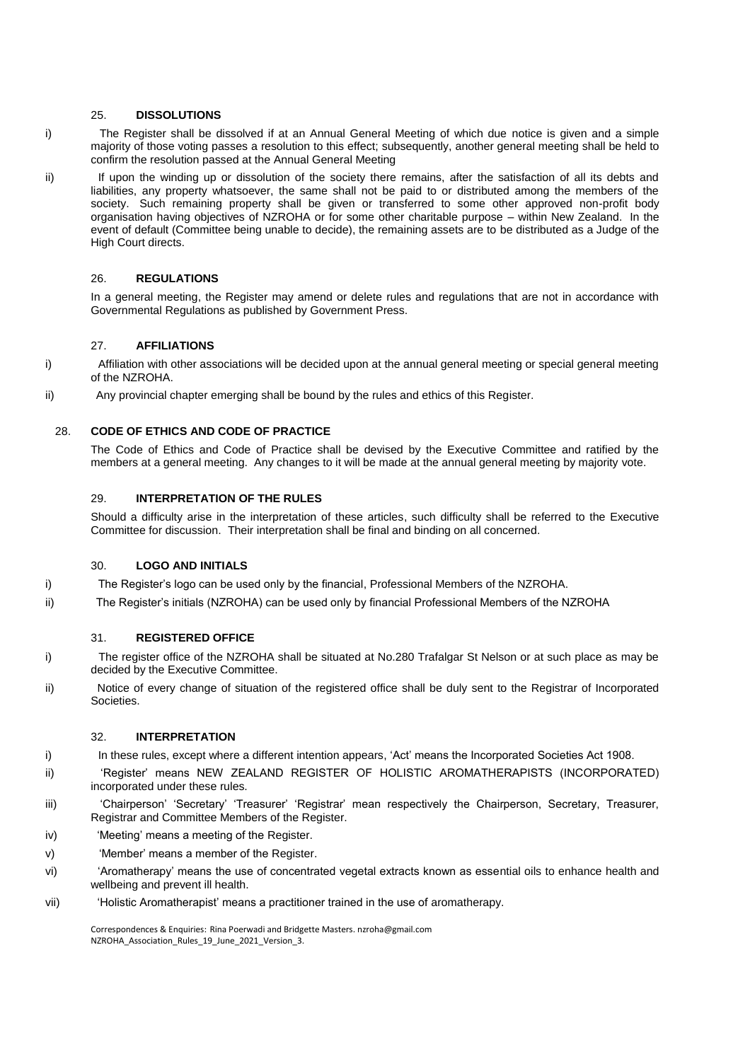## 25. DISSOLUTIONS

i) The Register shall be dissolved if at an Annual General Meeting of which due notice is given and a simple majority of those voting passes a resolution to this effect; subsequently, another general meeting shall be held to confirm the resolution passed at the Annual General Meeting

ii) If upon the winding up or dissolution of the society there remains, after the satisfaction of all its debts and liabilities, any property whatsoever, the same shall not be paid to or distributed among the members of the society. Such remaining property shall be given or transferred to some other approved non-profit body organisation having objectives of NZROHA or for some other charitable purpose – within New Zealand. In the event of default (Committee being unable to decide), the remaining assets are to be distributed as a Judge of the High Court directs.

## 26. REGULATIONS

In a general meeting, the Register may amend or delete rules and regulations that are not in accordance with Governmental Regulations as published by Government Press.

## 27. AFFILIATIONS

i) Affiliation with other associations will be decided upon at the annual general meeting or special general meeting of the NZROHA.

ii) Any provincial chapter emerging shall be bound by the rules and ethics of this Register.

## 28. CODE OF ETHICS AND CODE OF PRACTICE

The Code of Ethics and Code of Practice shall be devised by the Executive Committee and ratified by the members at a general meeting. Any changes to it will be made at the annual general meeting by majority vote.

## 29. INTERPRETATION OF THE RULES

Should a difficulty arise in the interpretation of these articles, such difficulty shall be referred to the Executive Committee for discussion. Their interpretation shall be final and binding on all concerned.

## 30. LOGO AND INITIALS

i) The Register's logo can be used only by the financial, Professional Members of the NZROHA.

ii) The Register's initials (NZROHA) can be used only by financial Professional Members of the NZROHA

## 31. REGISTERED OFFICE

i) The register office of the NZROHA shall be situated at No.280 Trafalgar St Nelson or at such place as may be decided by the Executive Committee.

ii) Notice of every change of situation of the registered office shall be duly sent to the Registrar of Incorporated Societies.

## 32. INTERPRETATION

i) In these rules, except where a different intention appears, 'Act' means the Incorporated Societies Act 1908.

ii) 'Register' means NEW ZEALAND REGISTER OF HOLISTIC AROMATHERAPISTS (INCORPORATED) incorporated under these rules.

iii) 'Chairperson' 'Secretary' 'Treasurer' 'Registrar' mean respectively the Chairperson, Secretary, Treasurer, Registrar and Committee Members of the Register.

iv) 'Meeting' means a meeting of the Register.

v) 'Member' means a member of the Register.

vi) 'Aromatherapy' means the use of concentrated vegetal extracts known as essential oils to enhance health and wellbeing and prevent ill health.

vii) 'Holistic Aromatherapist' means a practitioner trained in the use of aromatherapy.

Correspondences & Enquiries: Rina Poerwadi and Bridgette Masters. nzroha@gmail.com
NZROHA_Association_Rules_19_June_2021_Version_3.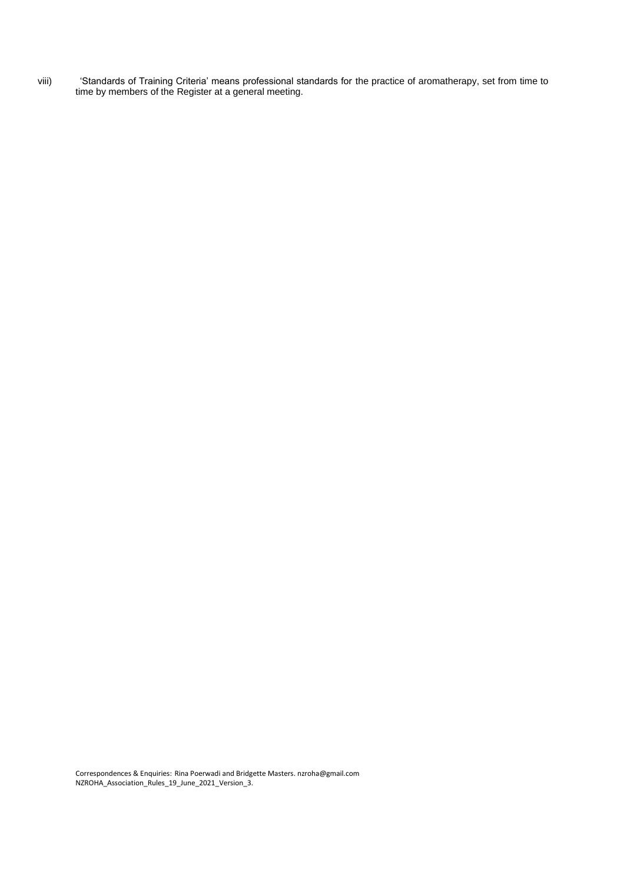viii) 'Standards of Training Criteria' means professional standards for the practice of aromatherapy, set from time to time by members of the Register at a general meeting.